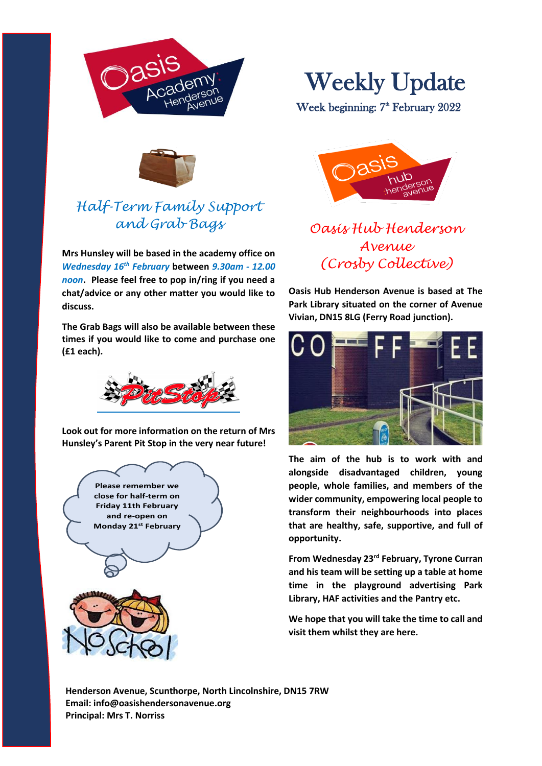# Weekly Update

Week beginning: 7th February 2022

## *Half-Term Family Support and Grab Bags*

**Mrs Hunsley will be based in the academy office on *Wednesday 16th February* between *9.30am - 12.00 noon*. Please feel free to pop in/ring if you need a chat/advice or any other matter you would like to discuss.**

**The Grab Bags will also be available between these times if you would like to come and purchase one (£1 each).**

PitStop

**Look out for more information on the return of Mrs Hunsley's Parent Pit Stop in the very near future!**

**Please remember we close for half-term on Friday 11th February and re-open on Monday 21st February**

No School

## *Oasis Hub Henderson Avenue (Crosby Collective)*

**Oasis Hub Henderson Avenue is based at The Park Library situated on the corner of Avenue Vivian, DN15 8LG (Ferry Road junction).**

**The aim of the hub is to work with and alongside disadvantaged children, young people, whole families, and members of the wider community, empowering local people to transform their neighbourhoods into places that are healthy, safe, supportive, and full of opportunity.**

**From Wednesday 23rd February, Tyrone Curran and his team will be setting up a table at home time in the playground advertising Park Library, HAF activities and the Pantry etc.**

**We hope that you will take the time to call and visit them whilst they are here.**

**Henderson Avenue, Scunthorpe, North Lincolnshire, DN15 7RW**
**Email: info@oasishendersonavenue.org**
**Principal: Mrs T. Norriss**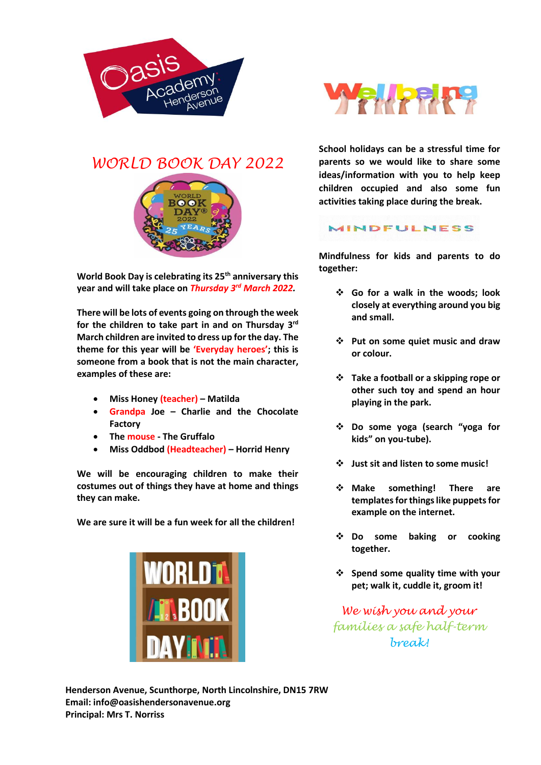# WORLD BOOK DAY 2022

**World Book Day is celebrating its 25th anniversary this year and will take place on *Thursday 3rd March 2022.***

**There will be lots of events going on through the week for the children to take part in and on Thursday 3rd March children are invited to dress up for the day. The theme for this year will be 'Everyday heroes'; this is someone from a book that is not the main character, examples of these are:**

- **Miss Honey (teacher) – Matilda**
- **Grandpa Joe – Charlie and the Chocolate Factory**
- **The mouse - The Gruffalo**
- **Miss Oddbod (Headteacher) – Horrid Henry**

**We will be encouraging children to make their costumes out of things they have at home and things they can make.**

**We are sure it will be a fun week for all the children!**

# Wellbeing

**School holidays can be a stressful time for parents so we would like to share some ideas/information with you to help keep children occupied and also some fun activities taking place during the break.**

## MINDFULNESS

**Mindfulness for kids and parents to do together:**

- **Go for a walk in the woods; look closely at everything around you big and small.**
- **Put on some quiet music and draw or colour.**
- **Take a football or a skipping rope or other such toy and spend an hour playing in the park.**
- **Do some yoga (search "yoga for kids" on you-tube).**
- **Just sit and listen to some music!**
- **Make something! There are templates for things like puppets for example on the internet.**
- **Do some baking or cooking together.**
- **Spend some quality time with your pet; walk it, cuddle it, groom it!**

*We wish you and your families a safe half-term break!*

**Henderson Avenue, Scunthorpe, North Lincolnshire, DN15 7RW**
**Email: info@oasishendersonavenue.org**
**Principal: Mrs T. Norriss**